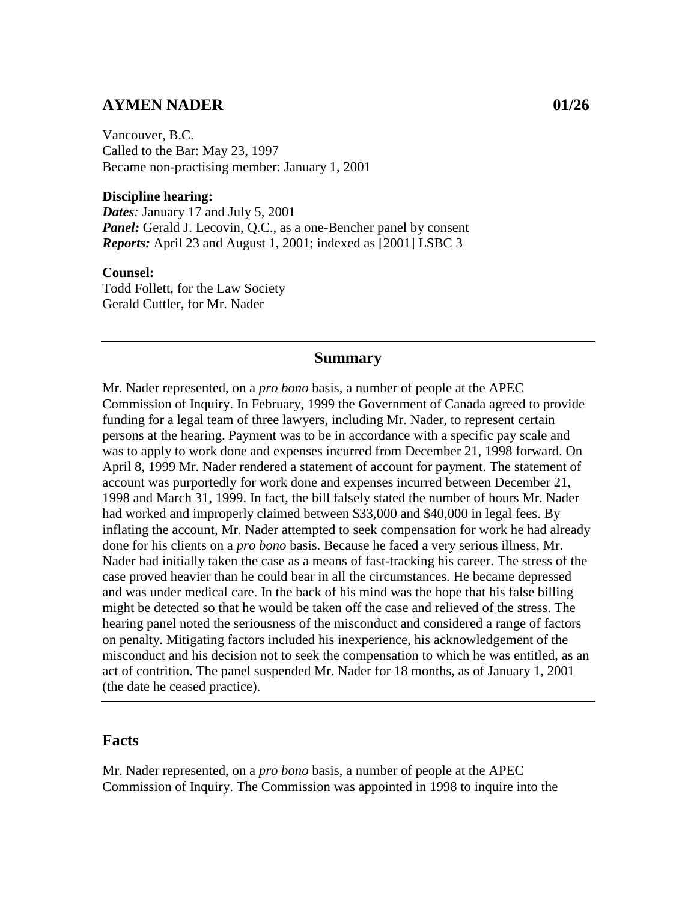## AYMEN NADER 01/26

Vancouver, B.C.
Called to the Bar: May 23, 1997
Became non-practising member: January 1, 2001

**Discipline hearing:**
***Dates**:* January 17 and July 5, 2001
***Panel:*** Gerald J. Lecovin, Q.C., as a one-Bencher panel by consent
***Reports:*** April 23 and August 1, 2001; indexed as [2001] LSBC 3

**Counsel:**
Todd Follett, for the Law Society
Gerald Cuttler, for Mr. Nader

---

### Summary

Mr. Nader represented, on a *pro bono* basis, a number of people at the APEC Commission of Inquiry. In February, 1999 the Government of Canada agreed to provide funding for a legal team of three lawyers, including Mr. Nader, to represent certain persons at the hearing. Payment was to be in accordance with a specific pay scale and was to apply to work done and expenses incurred from December 21, 1998 forward. On April 8, 1999 Mr. Nader rendered a statement of account for payment. The statement of account was purportedly for work done and expenses incurred between December 21, 1998 and March 31, 1999. In fact, the bill falsely stated the number of hours Mr. Nader had worked and improperly claimed between $33,000 and $40,000 in legal fees. By inflating the account, Mr. Nader attempted to seek compensation for work he had already done for his clients on a *pro bono* basis. Because he faced a very serious illness, Mr. Nader had initially taken the case as a means of fast-tracking his career. The stress of the case proved heavier than he could bear in all the circumstances. He became depressed and was under medical care. In the back of his mind was the hope that his false billing might be detected so that he would be taken off the case and relieved of the stress. The hearing panel noted the seriousness of the misconduct and considered a range of factors on penalty. Mitigating factors included his inexperience, his acknowledgement of the misconduct and his decision not to seek the compensation to which he was entitled, as an act of contrition. The panel suspended Mr. Nader for 18 months, as of January 1, 2001 (the date he ceased practice).

---

## Facts

Mr. Nader represented, on a *pro bono* basis, a number of people at the APEC Commission of Inquiry. The Commission was appointed in 1998 to inquire into the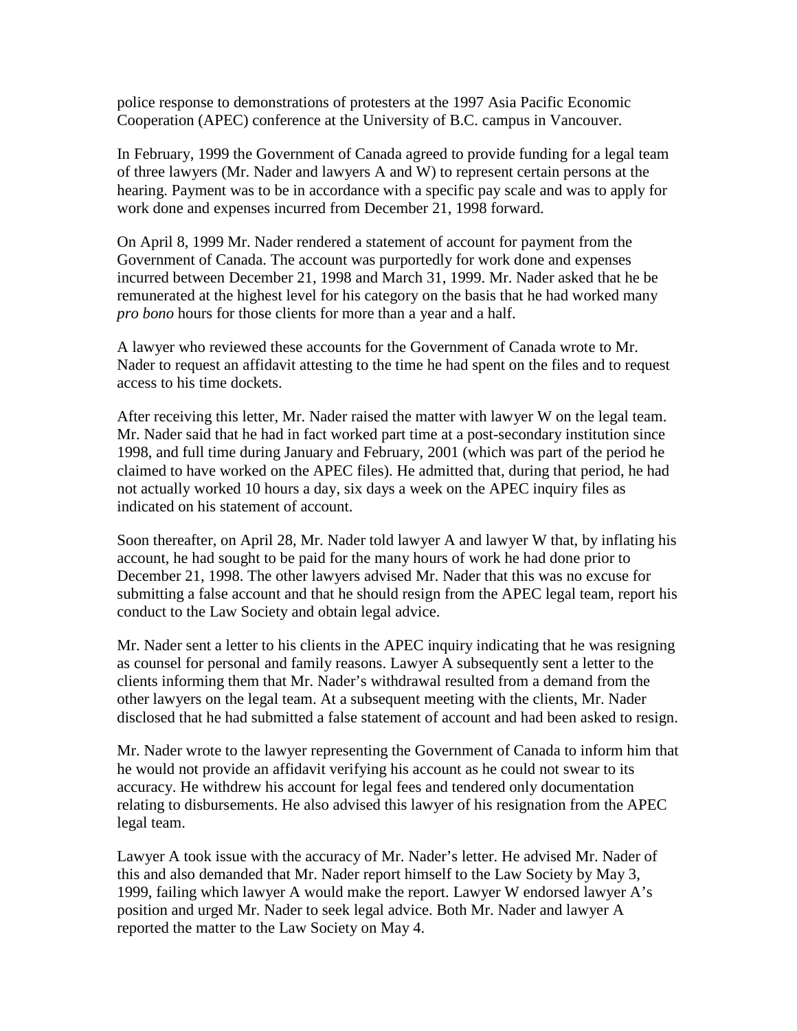police response to demonstrations of protesters at the 1997 Asia Pacific Economic Cooperation (APEC) conference at the University of B.C. campus in Vancouver.

In February, 1999 the Government of Canada agreed to provide funding for a legal team of three lawyers (Mr. Nader and lawyers A and W) to represent certain persons at the hearing. Payment was to be in accordance with a specific pay scale and was to apply for work done and expenses incurred from December 21, 1998 forward.

On April 8, 1999 Mr. Nader rendered a statement of account for payment from the Government of Canada. The account was purportedly for work done and expenses incurred between December 21, 1998 and March 31, 1999. Mr. Nader asked that he be remunerated at the highest level for his category on the basis that he had worked many *pro bono* hours for those clients for more than a year and a half.

A lawyer who reviewed these accounts for the Government of Canada wrote to Mr. Nader to request an affidavit attesting to the time he had spent on the files and to request access to his time dockets.

After receiving this letter, Mr. Nader raised the matter with lawyer W on the legal team. Mr. Nader said that he had in fact worked part time at a post-secondary institution since 1998, and full time during January and February, 2001 (which was part of the period he claimed to have worked on the APEC files). He admitted that, during that period, he had not actually worked 10 hours a day, six days a week on the APEC inquiry files as indicated on his statement of account.

Soon thereafter, on April 28, Mr. Nader told lawyer A and lawyer W that, by inflating his account, he had sought to be paid for the many hours of work he had done prior to December 21, 1998. The other lawyers advised Mr. Nader that this was no excuse for submitting a false account and that he should resign from the APEC legal team, report his conduct to the Law Society and obtain legal advice.

Mr. Nader sent a letter to his clients in the APEC inquiry indicating that he was resigning as counsel for personal and family reasons. Lawyer A subsequently sent a letter to the clients informing them that Mr. Nader's withdrawal resulted from a demand from the other lawyers on the legal team. At a subsequent meeting with the clients, Mr. Nader disclosed that he had submitted a false statement of account and had been asked to resign.

Mr. Nader wrote to the lawyer representing the Government of Canada to inform him that he would not provide an affidavit verifying his account as he could not swear to its accuracy. He withdrew his account for legal fees and tendered only documentation relating to disbursements. He also advised this lawyer of his resignation from the APEC legal team.

Lawyer A took issue with the accuracy of Mr. Nader's letter. He advised Mr. Nader of this and also demanded that Mr. Nader report himself to the Law Society by May 3, 1999, failing which lawyer A would make the report. Lawyer W endorsed lawyer A's position and urged Mr. Nader to seek legal advice. Both Mr. Nader and lawyer A reported the matter to the Law Society on May 4.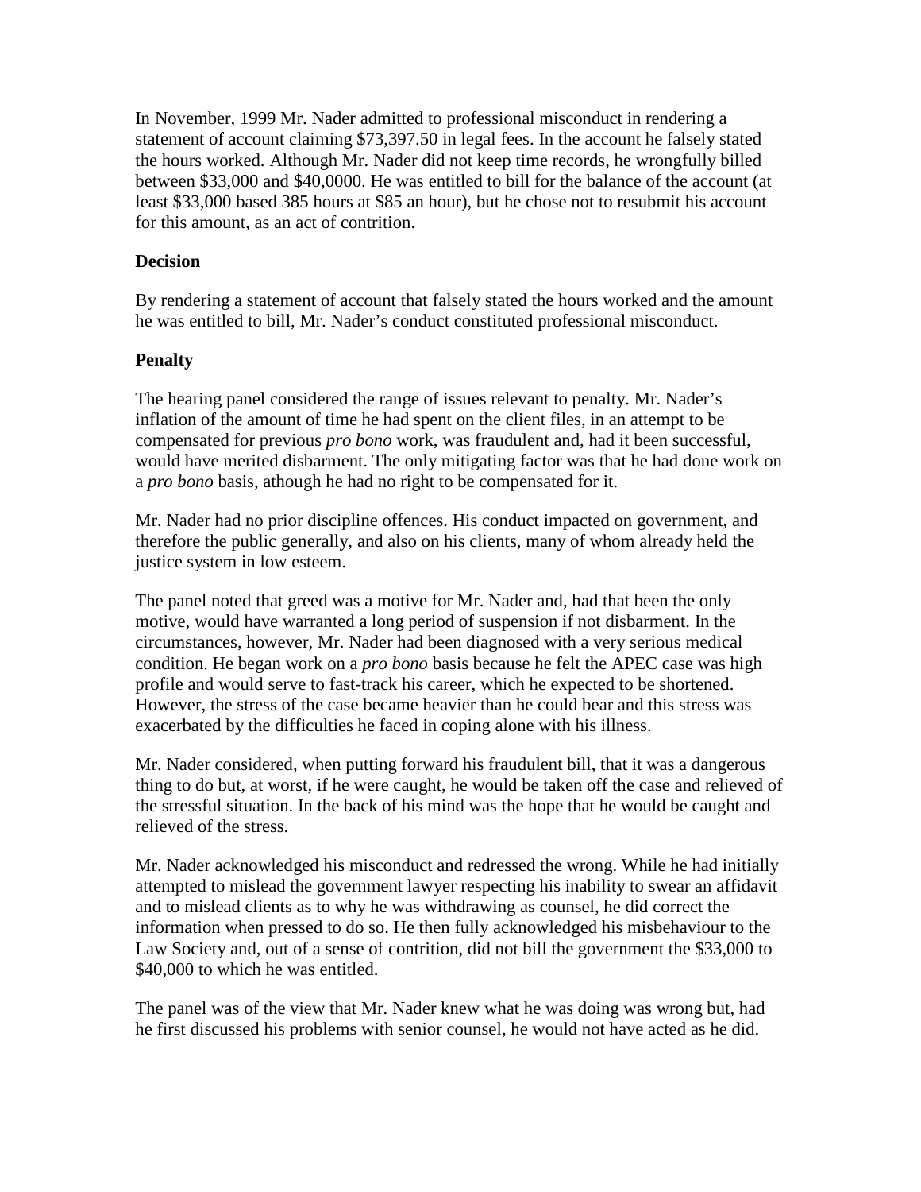In November, 1999 Mr. Nader admitted to professional misconduct in rendering a statement of account claiming $73,397.50 in legal fees. In the account he falsely stated the hours worked. Although Mr. Nader did not keep time records, he wrongfully billed between $33,000 and $40,0000. He was entitled to bill for the balance of the account (at least $33,000 based 385 hours at $85 an hour), but he chose not to resubmit his account for this amount, as an act of contrition.

**Decision**

By rendering a statement of account that falsely stated the hours worked and the amount he was entitled to bill, Mr. Nader's conduct constituted professional misconduct.

**Penalty**

The hearing panel considered the range of issues relevant to penalty. Mr. Nader's inflation of the amount of time he had spent on the client files, in an attempt to be compensated for previous *pro bono* work, was fraudulent and, had it been successful, would have merited disbarment. The only mitigating factor was that he had done work on a *pro bono* basis, athough he had no right to be compensated for it.

Mr. Nader had no prior discipline offences. His conduct impacted on government, and therefore the public generally, and also on his clients, many of whom already held the justice system in low esteem.

The panel noted that greed was a motive for Mr. Nader and, had that been the only motive, would have warranted a long period of suspension if not disbarment. In the circumstances, however, Mr. Nader had been diagnosed with a very serious medical condition. He began work on a *pro bono* basis because he felt the APEC case was high profile and would serve to fast-track his career, which he expected to be shortened. However, the stress of the case became heavier than he could bear and this stress was exacerbated by the difficulties he faced in coping alone with his illness.

Mr. Nader considered, when putting forward his fraudulent bill, that it was a dangerous thing to do but, at worst, if he were caught, he would be taken off the case and relieved of the stressful situation. In the back of his mind was the hope that he would be caught and relieved of the stress.

Mr. Nader acknowledged his misconduct and redressed the wrong. While he had initially attempted to mislead the government lawyer respecting his inability to swear an affidavit and to mislead clients as to why he was withdrawing as counsel, he did correct the information when pressed to do so. He then fully acknowledged his misbehaviour to the Law Society and, out of a sense of contrition, did not bill the government the $33,000 to $40,000 to which he was entitled.

The panel was of the view that Mr. Nader knew what he was doing was wrong but, had he first discussed his problems with senior counsel, he would not have acted as he did.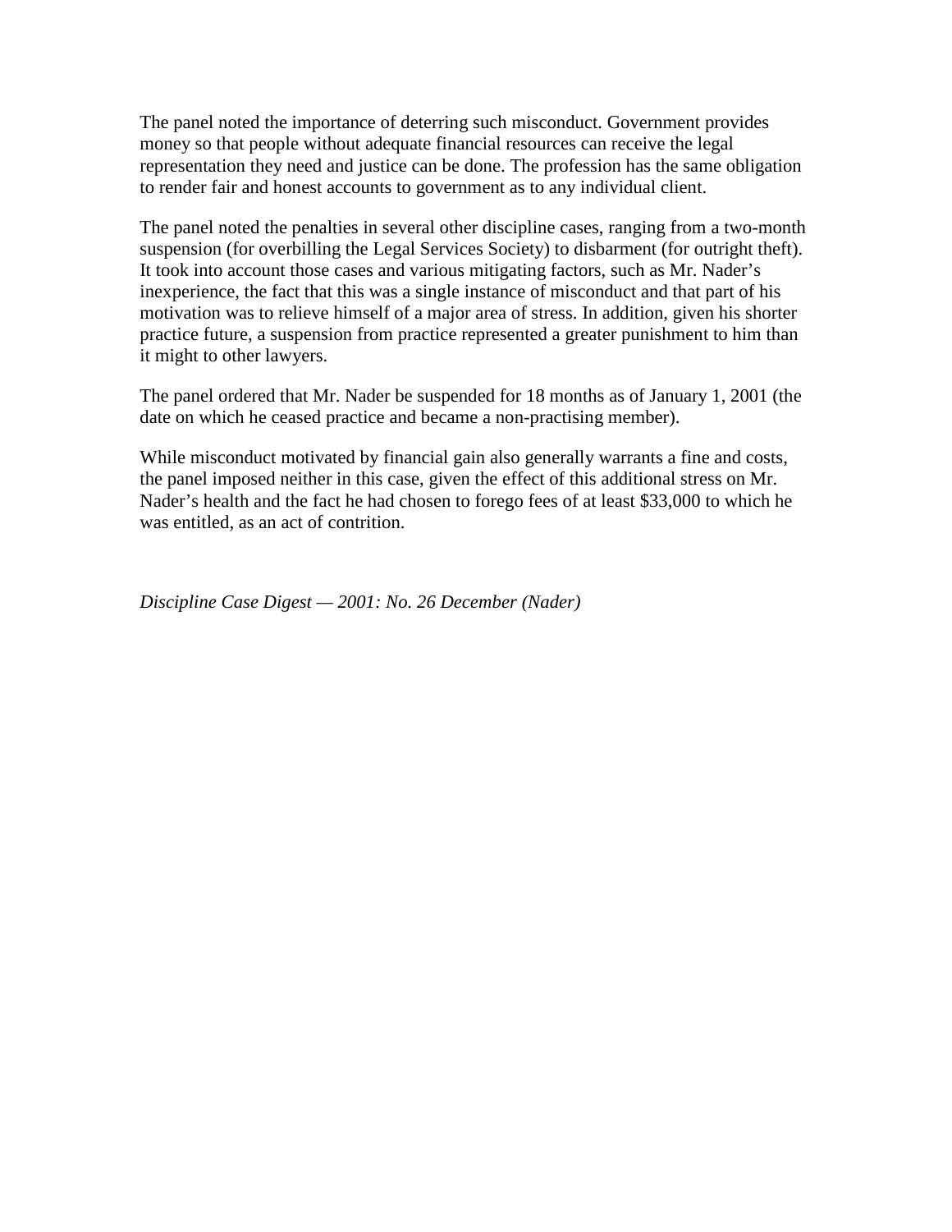The panel noted the importance of deterring such misconduct. Government provides money so that people without adequate financial resources can receive the legal representation they need and justice can be done. The profession has the same obligation to render fair and honest accounts to government as to any individual client.

The panel noted the penalties in several other discipline cases, ranging from a two-month suspension (for overbilling the Legal Services Society) to disbarment (for outright theft). It took into account those cases and various mitigating factors, such as Mr. Nader's inexperience, the fact that this was a single instance of misconduct and that part of his motivation was to relieve himself of a major area of stress. In addition, given his shorter practice future, a suspension from practice represented a greater punishment to him than it might to other lawyers.

The panel ordered that Mr. Nader be suspended for 18 months as of January 1, 2001 (the date on which he ceased practice and became a non-practising member).

While misconduct motivated by financial gain also generally warrants a fine and costs, the panel imposed neither in this case, given the effect of this additional stress on Mr. Nader's health and the fact he had chosen to forego fees of at least $33,000 to which he was entitled, as an act of contrition.

*Discipline Case Digest — 2001: No. 26 December (Nader)*